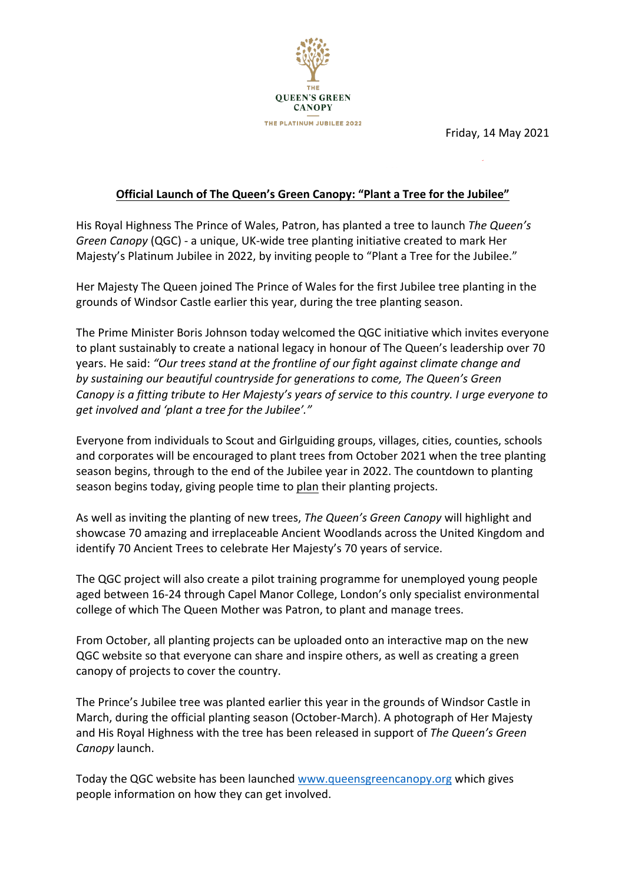THE QUEEN'S GREEN CANOPY

THE PLATINUM JUBILEE 2022

Friday, 14 May 2021

## Official Launch of The Queen's Green Canopy: "Plant a Tree for the Jubilee"

His Royal Highness The Prince of Wales, Patron, has planted a tree to launch *The Queen's Green Canopy* (QGC) - a unique, UK-wide tree planting initiative created to mark Her Majesty's Platinum Jubilee in 2022, by inviting people to "Plant a Tree for the Jubilee."

Her Majesty The Queen joined The Prince of Wales for the first Jubilee tree planting in the grounds of Windsor Castle earlier this year, during the tree planting season.

The Prime Minister Boris Johnson today welcomed the QGC initiative which invites everyone to plant sustainably to create a national legacy in honour of The Queen's leadership over 70 years. He said: *"Our trees stand at the frontline of our fight against climate change and by sustaining our beautiful countryside for generations to come, The Queen's Green Canopy is a fitting tribute to Her Majesty's years of service to this country. I urge everyone to get involved and 'plant a tree for the Jubilee'."*

Everyone from individuals to Scout and Girlguiding groups, villages, cities, counties, schools and corporates will be encouraged to plant trees from October 2021 when the tree planting season begins, through to the end of the Jubilee year in 2022. The countdown to planting season begins today, giving people time to plan their planting projects.

As well as inviting the planting of new trees, *The Queen's Green Canopy* will highlight and showcase 70 amazing and irreplaceable Ancient Woodlands across the United Kingdom and identify 70 Ancient Trees to celebrate Her Majesty's 70 years of service.

The QGC project will also create a pilot training programme for unemployed young people aged between 16-24 through Capel Manor College, London's only specialist environmental college of which The Queen Mother was Patron, to plant and manage trees.

From October, all planting projects can be uploaded onto an interactive map on the new QGC website so that everyone can share and inspire others, as well as creating a green canopy of projects to cover the country.

The Prince's Jubilee tree was planted earlier this year in the grounds of Windsor Castle in March, during the official planting season (October-March). A photograph of Her Majesty and His Royal Highness with the tree has been released in support of *The Queen's Green Canopy* launch.

Today the QGC website has been launched www.queensgreencanopy.org which gives people information on how they can get involved.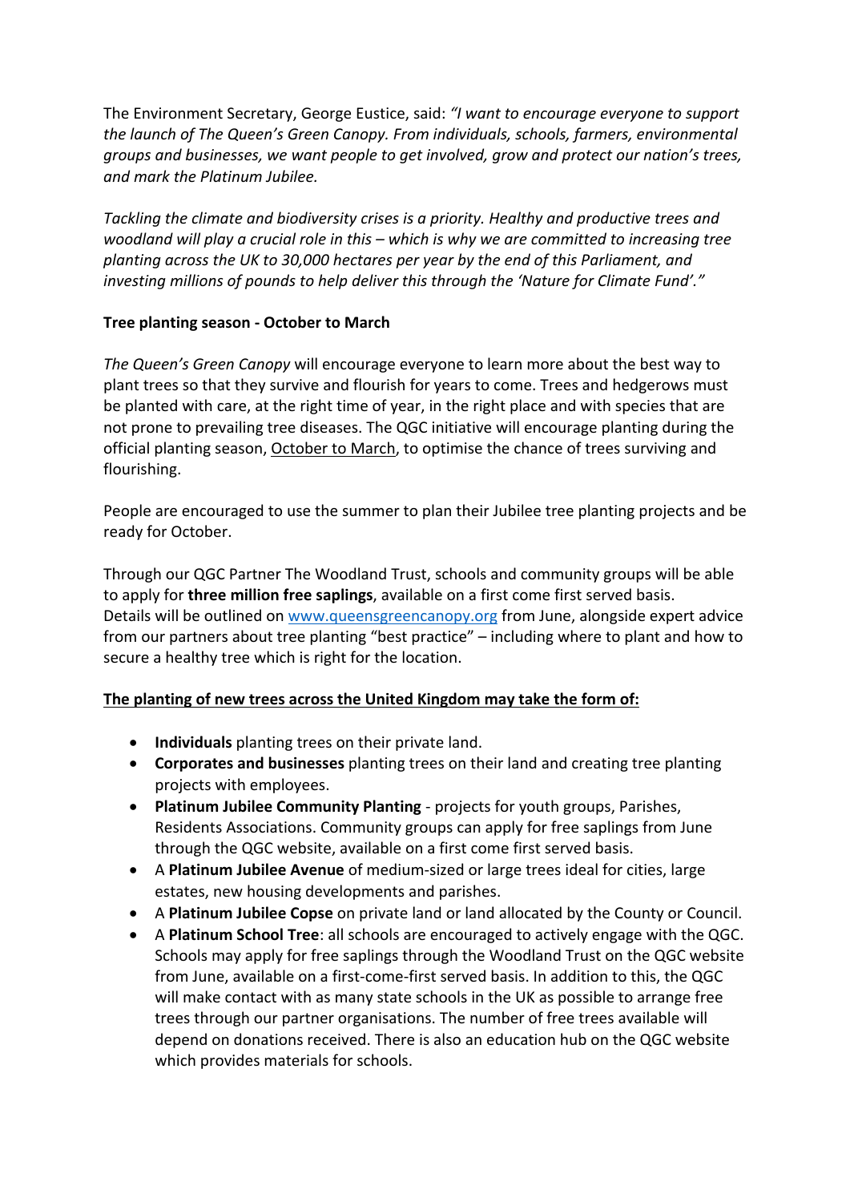The Environment Secretary, George Eustice, said: *"I want to encourage everyone to support the launch of The Queen's Green Canopy. From individuals, schools, farmers, environmental groups and businesses, we want people to get involved, grow and protect our nation's trees, and mark the Platinum Jubilee.*

*Tackling the climate and biodiversity crises is a priority. Healthy and productive trees and woodland will play a crucial role in this – which is why we are committed to increasing tree planting across the UK to 30,000 hectares per year by the end of this Parliament, and investing millions of pounds to help deliver this through the 'Nature for Climate Fund'."*

**Tree planting season - October to March**

*The Queen's Green Canopy* will encourage everyone to learn more about the best way to plant trees so that they survive and flourish for years to come. Trees and hedgerows must be planted with care, at the right time of year, in the right place and with species that are not prone to prevailing tree diseases. The QGC initiative will encourage planting during the official planting season, <u>October to March</u>, to optimise the chance of trees surviving and flourishing.

People are encouraged to use the summer to plan their Jubilee tree planting projects and be ready for October.

Through our QGC Partner The Woodland Trust, schools and community groups will be able to apply for **three million free saplings**, available on a first come first served basis. Details will be outlined on [www.queensgreencanopy.org](www.queensgreencanopy.org) from June, alongside expert advice from our partners about tree planting "best practice" – including where to plant and how to secure a healthy tree which is right for the location.

**<u>The planting of new trees across the United Kingdom may take the form of:</u>**

- **Individuals** planting trees on their private land.
- **Corporates and businesses** planting trees on their land and creating tree planting projects with employees.
- **Platinum Jubilee Community Planting** - projects for youth groups, Parishes, Residents Associations. Community groups can apply for free saplings from June through the QGC website, available on a first come first served basis.
- A **Platinum Jubilee Avenue** of medium-sized or large trees ideal for cities, large estates, new housing developments and parishes.
- A **Platinum Jubilee Copse** on private land or land allocated by the County or Council.
- A **Platinum School Tree**: all schools are encouraged to actively engage with the QGC. Schools may apply for free saplings through the Woodland Trust on the QGC website from June, available on a first-come-first served basis. In addition to this, the QGC will make contact with as many state schools in the UK as possible to arrange free trees through our partner organisations. The number of free trees available will depend on donations received. There is also an education hub on the QGC website which provides materials for schools.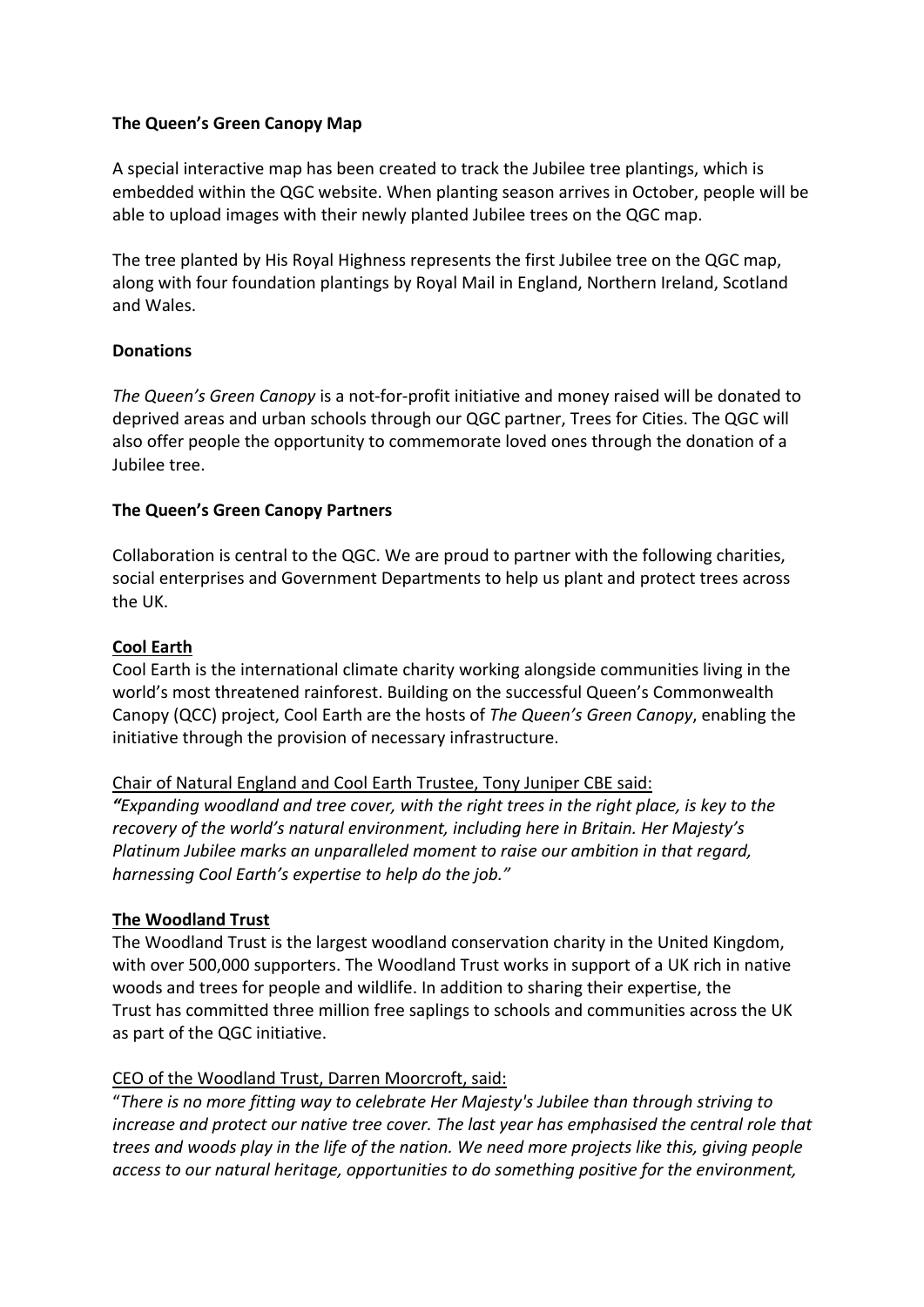**The Queen's Green Canopy Map**

A special interactive map has been created to track the Jubilee tree plantings, which is embedded within the QGC website. When planting season arrives in October, people will be able to upload images with their newly planted Jubilee trees on the QGC map.

The tree planted by His Royal Highness represents the first Jubilee tree on the QGC map, along with four foundation plantings by Royal Mail in England, Northern Ireland, Scotland and Wales.

**Donations**

*The Queen's Green Canopy* is a not-for-profit initiative and money raised will be donated to deprived areas and urban schools through our QGC partner, Trees for Cities. The QGC will also offer people the opportunity to commemorate loved ones through the donation of a Jubilee tree.

**The Queen's Green Canopy Partners**

Collaboration is central to the QGC. We are proud to partner with the following charities, social enterprises and Government Departments to help us plant and protect trees across the UK.

**Cool Earth**

Cool Earth is the international climate charity working alongside communities living in the world's most threatened rainforest. Building on the successful Queen's Commonwealth Canopy (QCC) project, Cool Earth are the hosts of *The Queen's Green Canopy*, enabling the initiative through the provision of necessary infrastructure.

Chair of Natural England and Cool Earth Trustee, Tony Juniper CBE said:

***"****Expanding woodland and tree cover, with the right trees in the right place, is key to the recovery of the world's natural environment, including here in Britain. Her Majesty's Platinum Jubilee marks an unparalleled moment to raise our ambition in that regard, harnessing Cool Earth's expertise to help do the job."*

**The Woodland Trust**

The Woodland Trust is the largest woodland conservation charity in the United Kingdom, with over 500,000 supporters. The Woodland Trust works in support of a UK rich in native woods and trees for people and wildlife. In addition to sharing their expertise, the Trust has committed three million free saplings to schools and communities across the UK as part of the QGC initiative.

CEO of the Woodland Trust, Darren Moorcroft, said:

"*There is no more fitting way to celebrate Her Majesty's Jubilee than through striving to increase and protect our native tree cover. The last year has emphasised the central role that trees and woods play in the life of the nation. We need more projects like this, giving people access to our natural heritage, opportunities to do something positive for the environment,*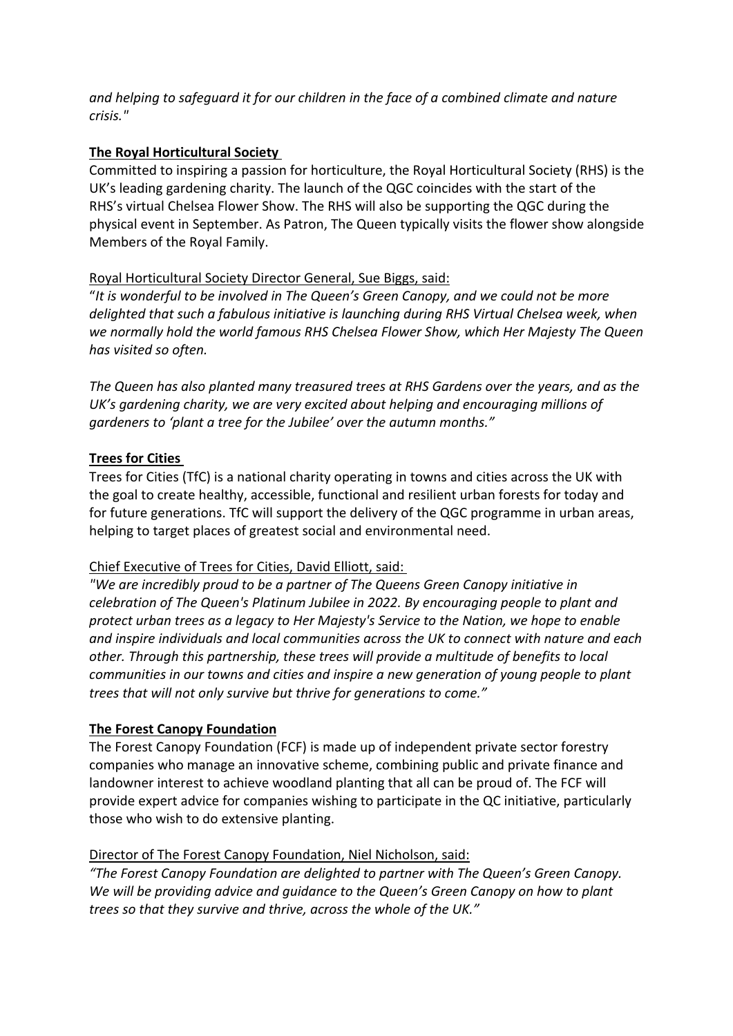*and helping to safeguard it for our children in the face of a combined climate and nature crisis."*

**The Royal Horticultural Society**

Committed to inspiring a passion for horticulture, the Royal Horticultural Society (RHS) is the UK's leading gardening charity. The launch of the QGC coincides with the start of the RHS's virtual Chelsea Flower Show. The RHS will also be supporting the QGC during the physical event in September. As Patron, The Queen typically visits the flower show alongside Members of the Royal Family.

Royal Horticultural Society Director General, Sue Biggs, said:

"*It is wonderful to be involved in The Queen's Green Canopy, and we could not be more delighted that such a fabulous initiative is launching during RHS Virtual Chelsea week, when we normally hold the world famous RHS Chelsea Flower Show, which Her Majesty The Queen has visited so often.*

*The Queen has also planted many treasured trees at RHS Gardens over the years, and as the UK's gardening charity, we are very excited about helping and encouraging millions of gardeners to 'plant a tree for the Jubilee' over the autumn months."*

**Trees for Cities**

Trees for Cities (TfC) is a national charity operating in towns and cities across the UK with the goal to create healthy, accessible, functional and resilient urban forests for today and for future generations. TfC will support the delivery of the QGC programme in urban areas, helping to target places of greatest social and environmental need.

Chief Executive of Trees for Cities, David Elliott, said:

*"We are incredibly proud to be a partner of The Queens Green Canopy initiative in celebration of The Queen's Platinum Jubilee in 2022. By encouraging people to plant and protect urban trees as a legacy to Her Majesty's Service to the Nation, we hope to enable and inspire individuals and local communities across the UK to connect with nature and each other. Through this partnership, these trees will provide a multitude of benefits to local communities in our towns and cities and inspire a new generation of young people to plant trees that will not only survive but thrive for generations to come."*

**The Forest Canopy Foundation**

The Forest Canopy Foundation (FCF) is made up of independent private sector forestry companies who manage an innovative scheme, combining public and private finance and landowner interest to achieve woodland planting that all can be proud of. The FCF will provide expert advice for companies wishing to participate in the QC initiative, particularly those who wish to do extensive planting.

Director of The Forest Canopy Foundation, Niel Nicholson, said:

*"The Forest Canopy Foundation are delighted to partner with The Queen's Green Canopy. We will be providing advice and guidance to the Queen's Green Canopy on how to plant trees so that they survive and thrive, across the whole of the UK."*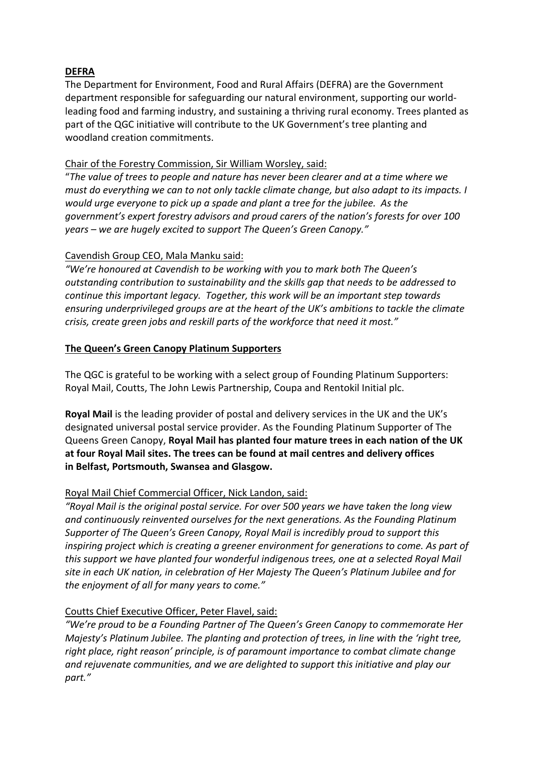**DEFRA**

The Department for Environment, Food and Rural Affairs (DEFRA) are the Government department responsible for safeguarding our natural environment, supporting our world-leading food and farming industry, and sustaining a thriving rural economy. Trees planted as part of the QGC initiative will contribute to the UK Government's tree planting and woodland creation commitments.

Chair of the Forestry Commission, Sir William Worsley, said:

"*The value of trees to people and nature has never been clearer and at a time where we must do everything we can to not only tackle climate change, but also adapt to its impacts. I would urge everyone to pick up a spade and plant a tree for the jubilee. As the government's expert forestry advisors and proud carers of the nation's forests for over 100 years – we are hugely excited to support The Queen's Green Canopy."*

Cavendish Group CEO, Mala Manku said:

*"We're honoured at Cavendish to be working with you to mark both The Queen's outstanding contribution to sustainability and the skills gap that needs to be addressed to continue this important legacy. Together, this work will be an important step towards ensuring underprivileged groups are at the heart of the UK's ambitions to tackle the climate crisis, create green jobs and reskill parts of the workforce that need it most."*

**The Queen's Green Canopy Platinum Supporters**

The QGC is grateful to be working with a select group of Founding Platinum Supporters: Royal Mail, Coutts, The John Lewis Partnership, Coupa and Rentokil Initial plc.

**Royal Mail** is the leading provider of postal and delivery services in the UK and the UK's designated universal postal service provider. As the Founding Platinum Supporter of The Queens Green Canopy, **Royal Mail has planted four mature trees in each nation of the UK at four Royal Mail sites. The trees can be found at mail centres and delivery offices in Belfast, Portsmouth, Swansea and Glasgow.**

Royal Mail Chief Commercial Officer, Nick Landon, said:

*"Royal Mail is the original postal service. For over 500 years we have taken the long view and continuously reinvented ourselves for the next generations. As the Founding Platinum Supporter of The Queen's Green Canopy, Royal Mail is incredibly proud to support this inspiring project which is creating a greener environment for generations to come. As part of this support we have planted four wonderful indigenous trees, one at a selected Royal Mail site in each UK nation, in celebration of Her Majesty The Queen's Platinum Jubilee and for the enjoyment of all for many years to come."*

Coutts Chief Executive Officer, Peter Flavel, said:

*"We're proud to be a Founding Partner of The Queen's Green Canopy to commemorate Her Majesty's Platinum Jubilee. The planting and protection of trees, in line with the 'right tree, right place, right reason' principle, is of paramount importance to combat climate change and rejuvenate communities, and we are delighted to support this initiative and play our part."*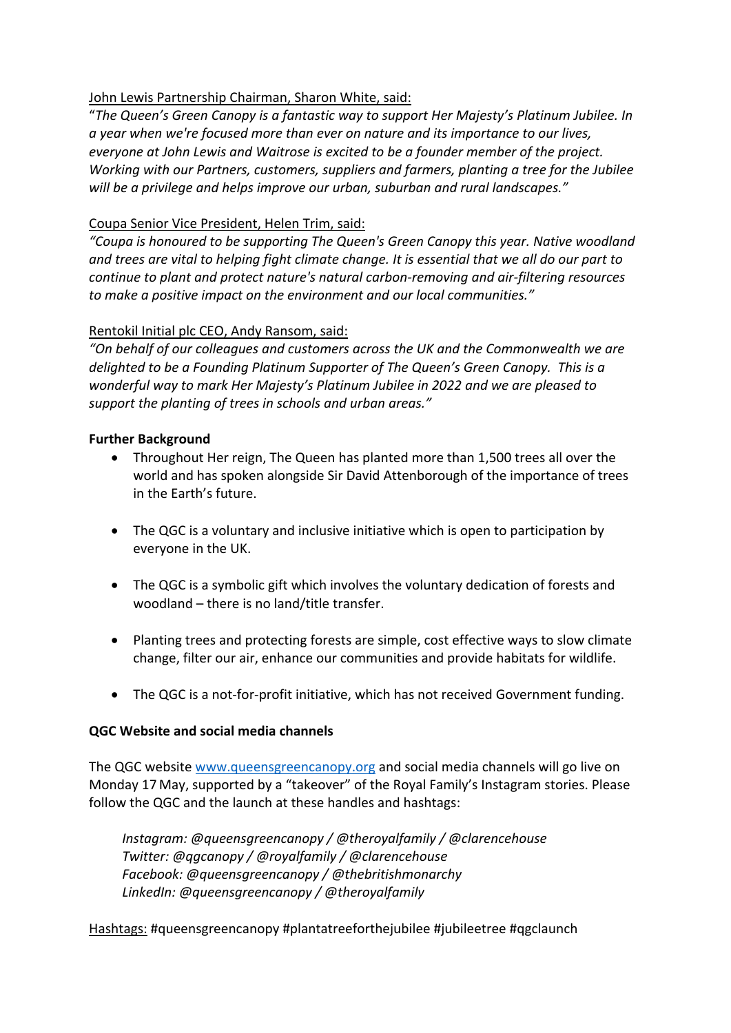<u>John Lewis Partnership Chairman, Sharon White, said:</u>

"*The Queen's Green Canopy is a fantastic way to support Her Majesty's Platinum Jubilee. In a year when we're focused more than ever on nature and its importance to our lives, everyone at John Lewis and Waitrose is excited to be a founder member of the project. Working with our Partners, customers, suppliers and farmers, planting a tree for the Jubilee will be a privilege and helps improve our urban, suburban and rural landscapes."*

<u>Coupa Senior Vice President, Helen Trim, said:</u>

*"Coupa is honoured to be supporting The Queen's Green Canopy this year. Native woodland and trees are vital to helping fight climate change. It is essential that we all do our part to continue to plant and protect nature's natural carbon-removing and air-filtering resources to make a positive impact on the environment and our local communities."*

<u>Rentokil Initial plc CEO, Andy Ransom, said:</u>

*"On behalf of our colleagues and customers across the UK and the Commonwealth we are delighted to be a Founding Platinum Supporter of The Queen's Green Canopy. This is a wonderful way to mark Her Majesty's Platinum Jubilee in 2022 and we are pleased to support the planting of trees in schools and urban areas."*

**Further Background**

- Throughout Her reign, The Queen has planted more than 1,500 trees all over the world and has spoken alongside Sir David Attenborough of the importance of trees in the Earth's future.
- The QGC is a voluntary and inclusive initiative which is open to participation by everyone in the UK.
- The QGC is a symbolic gift which involves the voluntary dedication of forests and woodland – there is no land/title transfer.
- Planting trees and protecting forests are simple, cost effective ways to slow climate change, filter our air, enhance our communities and provide habitats for wildlife.
- The QGC is a not-for-profit initiative, which has not received Government funding.

**QGC Website and social media channels**

The QGC website [www.queensgreencanopy.org](http://www.queensgreencanopy.org) and social media channels will go live on Monday 17 May, supported by a "takeover" of the Royal Family's Instagram stories. Please follow the QGC and the launch at these handles and hashtags:

*Instagram: @queensgreencanopy / @theroyalfamily / @clarencehouse*
*Twitter: @qgcanopy / @royalfamily / @clarencehouse*
*Facebook: @queensgreencanopy / @thebritishmonarchy*
*LinkedIn: @queensgreencanopy / @theroyalfamily*

<u>Hashtags:</u> #queensgreencanopy #plantatreeforthejubilee #jubileetree #qgclaunch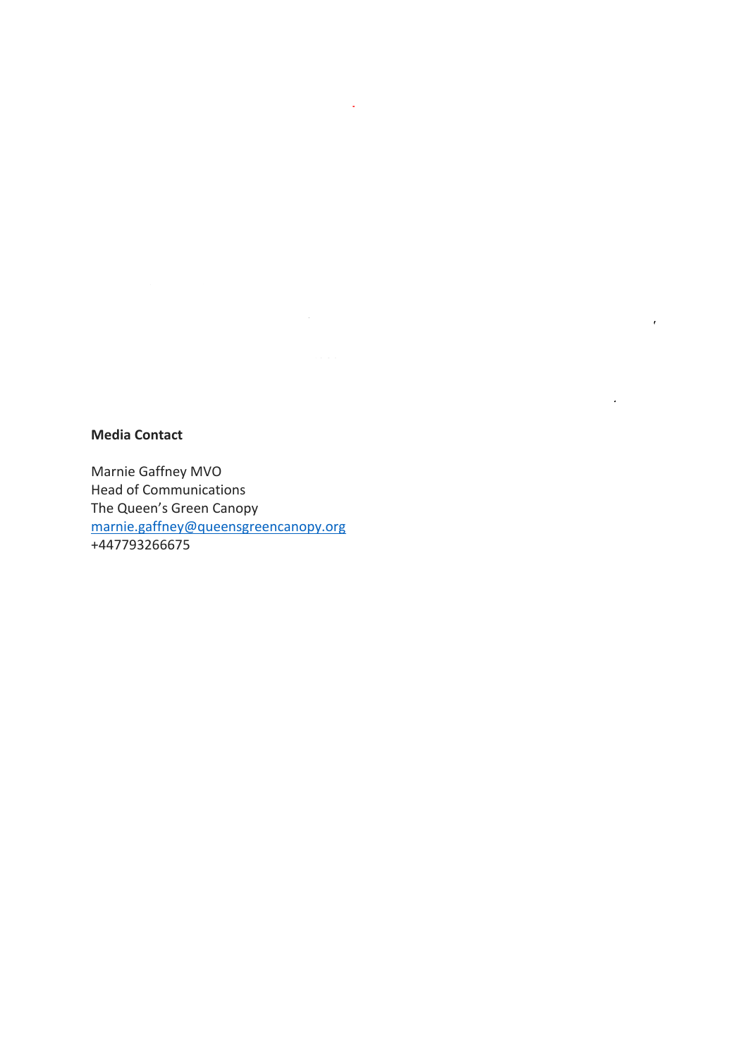**Media Contact**

Marnie Gaffney MVO
Head of Communications
The Queen's Green Canopy
marnie.gaffney@queensgreencanopy.org
+447793266675